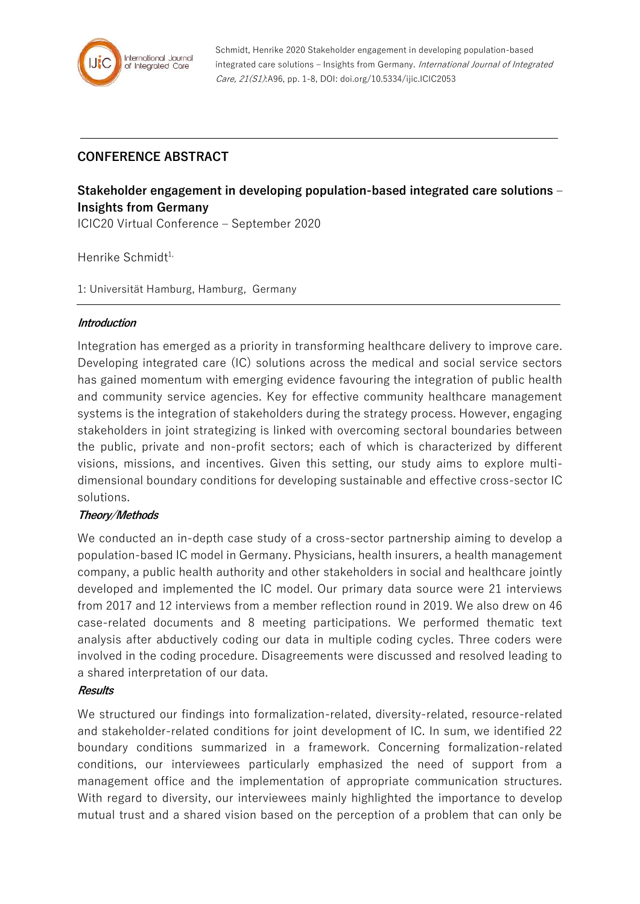## CONFERENCE ABSTRACT

### Stakeholder engagement in developing population-based integrated care solutions – Insights from Germany

ICIC20 Virtual Conference – September 2020

Henrike Schmidt[1,]

1: Universität Hamburg, Hamburg, Germany

#### *Introduction*

Integration has emerged as a priority in transforming healthcare delivery to improve care. Developing integrated care (IC) solutions across the medical and social service sectors has gained momentum with emerging evidence favouring the integration of public health and community service agencies. Key for effective community healthcare management systems is the integration of stakeholders during the strategy process. However, engaging stakeholders in joint strategizing is linked with overcoming sectoral boundaries between the public, private and non-profit sectors; each of which is characterized by different visions, missions, and incentives. Given this setting, our study aims to explore multi-dimensional boundary conditions for developing sustainable and effective cross-sector IC solutions.

#### *Theory/Methods*

We conducted an in-depth case study of a cross-sector partnership aiming to develop a population-based IC model in Germany. Physicians, health insurers, a health management company, a public health authority and other stakeholders in social and healthcare jointly developed and implemented the IC model. Our primary data source were 21 interviews from 2017 and 12 interviews from a member reflection round in 2019. We also drew on 46 case-related documents and 8 meeting participations. We performed thematic text analysis after abductively coding our data in multiple coding cycles. Three coders were involved in the coding procedure. Disagreements were discussed and resolved leading to a shared interpretation of our data.

#### *Results*

We structured our findings into formalization-related, diversity-related, resource-related and stakeholder-related conditions for joint development of IC. In sum, we identified 22 boundary conditions summarized in a framework. Concerning formalization-related conditions, our interviewees particularly emphasized the need of support from a management office and the implementation of appropriate communication structures. With regard to diversity, our interviewees mainly highlighted the importance to develop mutual trust and a shared vision based on the perception of a problem that can only be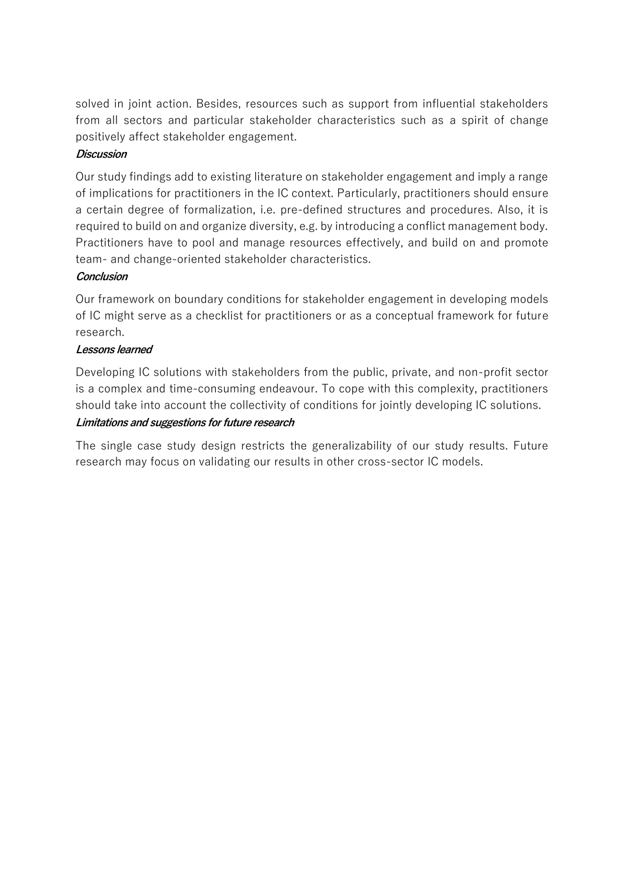solved in joint action. Besides, resources such as support from influential stakeholders from all sectors and particular stakeholder characteristics such as a spirit of change positively affect stakeholder engagement.

***Discussion***

Our study findings add to existing literature on stakeholder engagement and imply a range of implications for practitioners in the IC context. Particularly, practitioners should ensure a certain degree of formalization, i.e. pre-defined structures and procedures. Also, it is required to build on and organize diversity, e.g. by introducing a conflict management body. Practitioners have to pool and manage resources effectively, and build on and promote team- and change-oriented stakeholder characteristics.

***Conclusion***

Our framework on boundary conditions for stakeholder engagement in developing models of IC might serve as a checklist for practitioners or as a conceptual framework for future research.

***Lessons learned***

Developing IC solutions with stakeholders from the public, private, and non-profit sector is a complex and time-consuming endeavour. To cope with this complexity, practitioners should take into account the collectivity of conditions for jointly developing IC solutions.

***Limitations and suggestions for future research***

The single case study design restricts the generalizability of our study results. Future research may focus on validating our results in other cross-sector IC models.